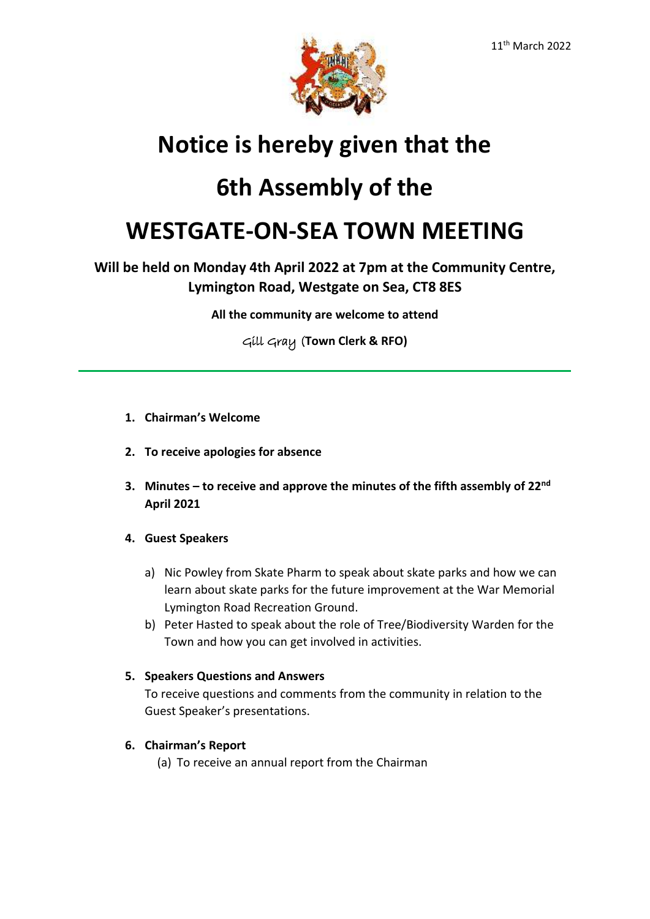11th March 2022

# Notice is hereby given that the

# 6th Assembly of the

# WESTGATE-ON-SEA TOWN MEETING

**Will be held on Monday 4th April 2022 at 7pm at the Community Centre, Lymington Road, Westgate on Sea, CT8 8ES**

**All the community are welcome to attend**

Gill Gray (**Town Clerk & RFO)**

---

1. **Chairman's Welcome**

2. **To receive apologies for absence**

3. **Minutes – to receive and approve the minutes of the fifth assembly of 22nd April 2021**

4. **Guest Speakers**

   a) Nic Powley from Skate Pharm to speak about skate parks and how we can learn about skate parks for the future improvement at the War Memorial Lymington Road Recreation Ground.

   b) Peter Hasted to speak about the role of Tree/Biodiversity Warden for the Town and how you can get involved in activities.

5. **Speakers Questions and Answers**

   To receive questions and comments from the community in relation to the Guest Speaker's presentations.

6. **Chairman's Report**

   (a) To receive an annual report from the Chairman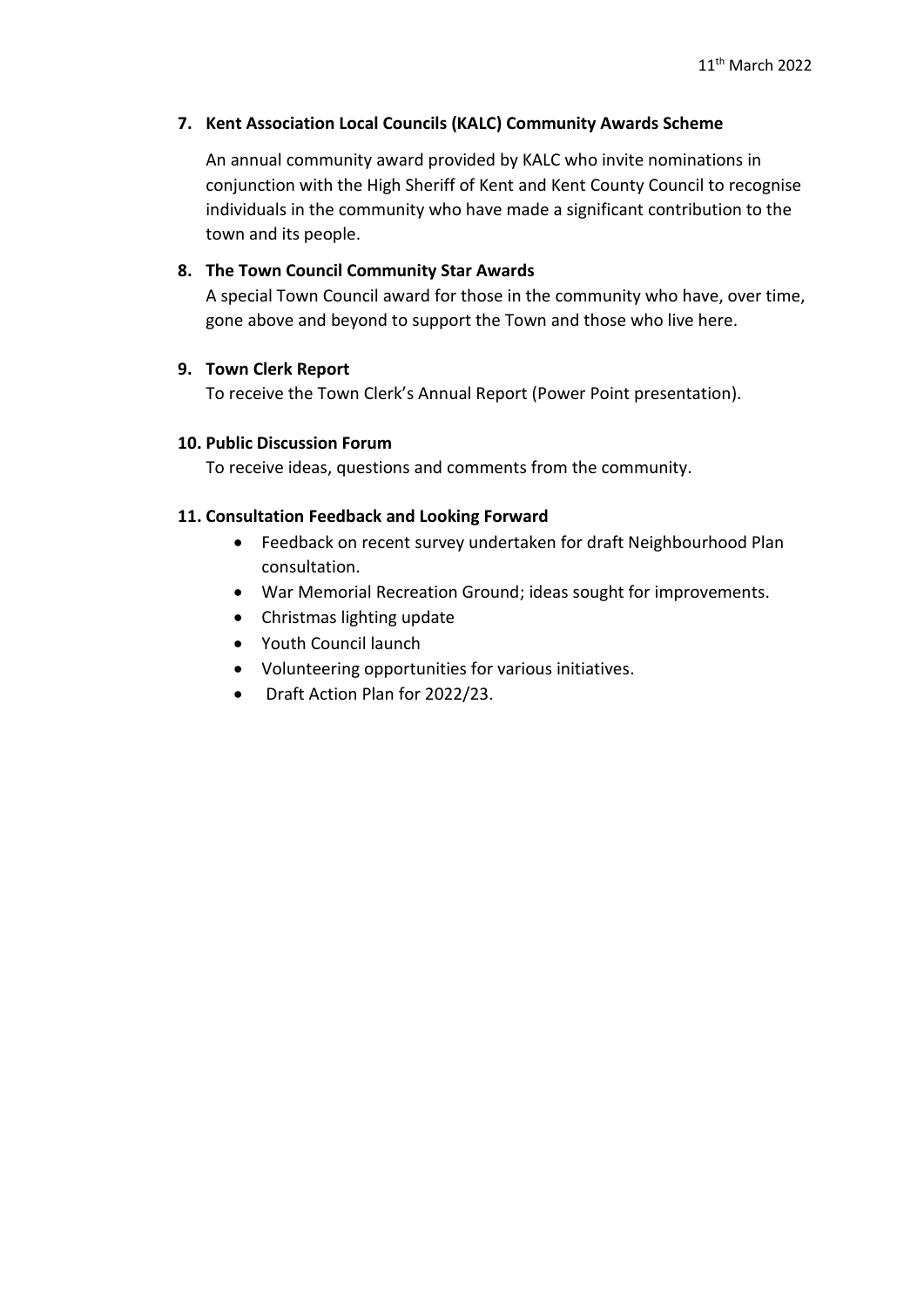11th March 2022

7. **Kent Association Local Councils (KALC) Community Awards Scheme**

   An annual community award provided by KALC who invite nominations in conjunction with the High Sheriff of Kent and Kent County Council to recognise individuals in the community who have made a significant contribution to the town and its people.

8. **The Town Council Community Star Awards**

   A special Town Council award for those in the community who have, over time, gone above and beyond to support the Town and those who live here.

9. **Town Clerk Report**

   To receive the Town Clerk's Annual Report (Power Point presentation).

10. **Public Discussion Forum**

    To receive ideas, questions and comments from the community.

11. **Consultation Feedback and Looking Forward**

    - Feedback on recent survey undertaken for draft Neighbourhood Plan consultation.
    - War Memorial Recreation Ground; ideas sought for improvements.
    - Christmas lighting update
    - Youth Council launch
    - Volunteering opportunities for various initiatives.
    - Draft Action Plan for 2022/23.